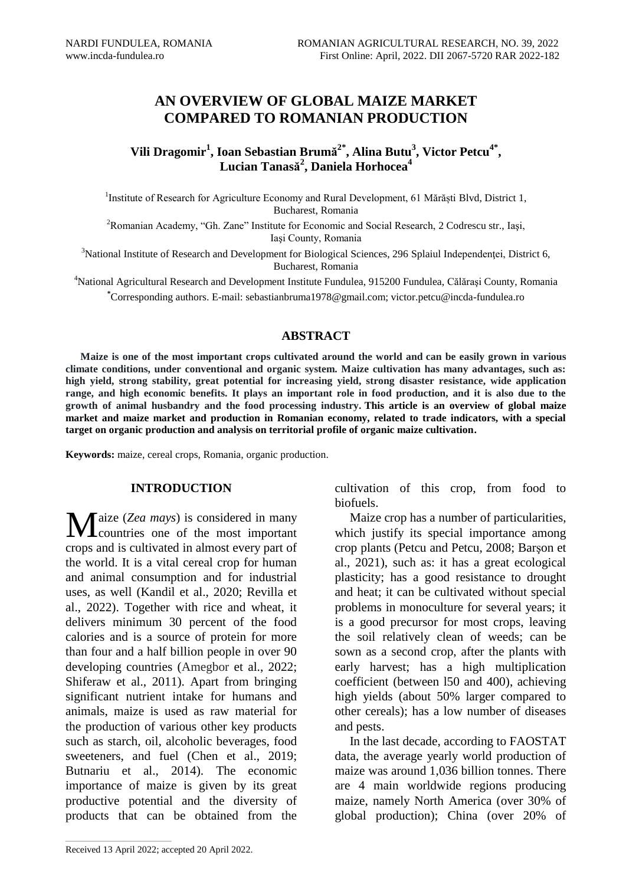# AN OVERVIEW OF GLOBAL MAIZE MARKET COMPARED TO ROMANIAN PRODUCTION

**Vili Dragomir[1], Ioan Sebastian Brumă[2*], Alina Butu[3], Victor Petcu[4*], Lucian Tanasă[2], Daniela Horhocea[4]**

[1]Institute of Research for Agriculture Economy and Rural Development, 61 Mărăști Blvd, District 1, Bucharest, Romania

[2]Romanian Academy, "Gh. Zane" Institute for Economic and Social Research, 2 Codrescu str., Iaşi, Iaşi County, Romania

[3]National Institute of Research and Development for Biological Sciences, 296 Splaiul Independenţei, District 6, Bucharest, Romania

[4]National Agricultural Research and Development Institute Fundulea, 915200 Fundulea, Călărași County, Romania

[*]Corresponding authors. E-mail: sebastianbruma1978@gmail.com; victor.petcu@incda-fundulea.ro

## ABSTRACT

**Maize is one of the most important crops cultivated around the world and can be easily grown in various climate conditions, under conventional and organic system. Maize cultivation has many advantages, such as: high yield, strong stability, great potential for increasing yield, strong disaster resistance, wide application range, and high economic benefits. It plays an important role in food production, and it is also due to the growth of animal husbandry and the food processing industry. This article is an overview of global maize market and maize market and production in Romanian economy, related to trade indicators, with a special target on organic production and analysis on territorial profile of organic maize cultivation.**

**Keywords:** maize, cereal crops, Romania, organic production.

## INTRODUCTION

Maize (*Zea mays*) is considered in many countries one of the most important crops and is cultivated in almost every part of the world. It is a vital cereal crop for human and animal consumption and for industrial uses, as well (Kandil et al., 2020; Revilla et al., 2022). Together with rice and wheat, it delivers minimum 30 percent of the food calories and is a source of protein for more than four and a half billion people in over 90 developing countries (Amegbor et al., 2022; Shiferaw et al., 2011). Apart from bringing significant nutrient intake for humans and animals, maize is used as raw material for the production of various other key products such as starch, oil, alcoholic beverages, food sweeteners, and fuel (Chen et al., 2019; Butnariu et al., 2014). The economic importance of maize is given by its great productive potential and the diversity of products that can be obtained from the cultivation of this crop, from food to biofuels.

Maize crop has a number of particularities, which justify its special importance among crop plants (Petcu and Petcu, 2008; Barșon et al., 2021), such as: it has a great ecological plasticity; has a good resistance to drought and heat; it can be cultivated without special problems in monoculture for several years; it is a good precursor for most crops, leaving the soil relatively clean of weeds; can be sown as a second crop, after the plants with early harvest; has a high multiplication coefficient (between l50 and 400), achieving high yields (about 50% larger compared to other cereals); has a low number of diseases and pests.

In the last decade, according to FAOSTAT data, the average yearly world production of maize was around 1,036 billion tonnes. There are 4 main worldwide regions producing maize, namely North America (over 30% of global production); China (over 20% of

Received 13 April 2022; accepted 20 April 2022.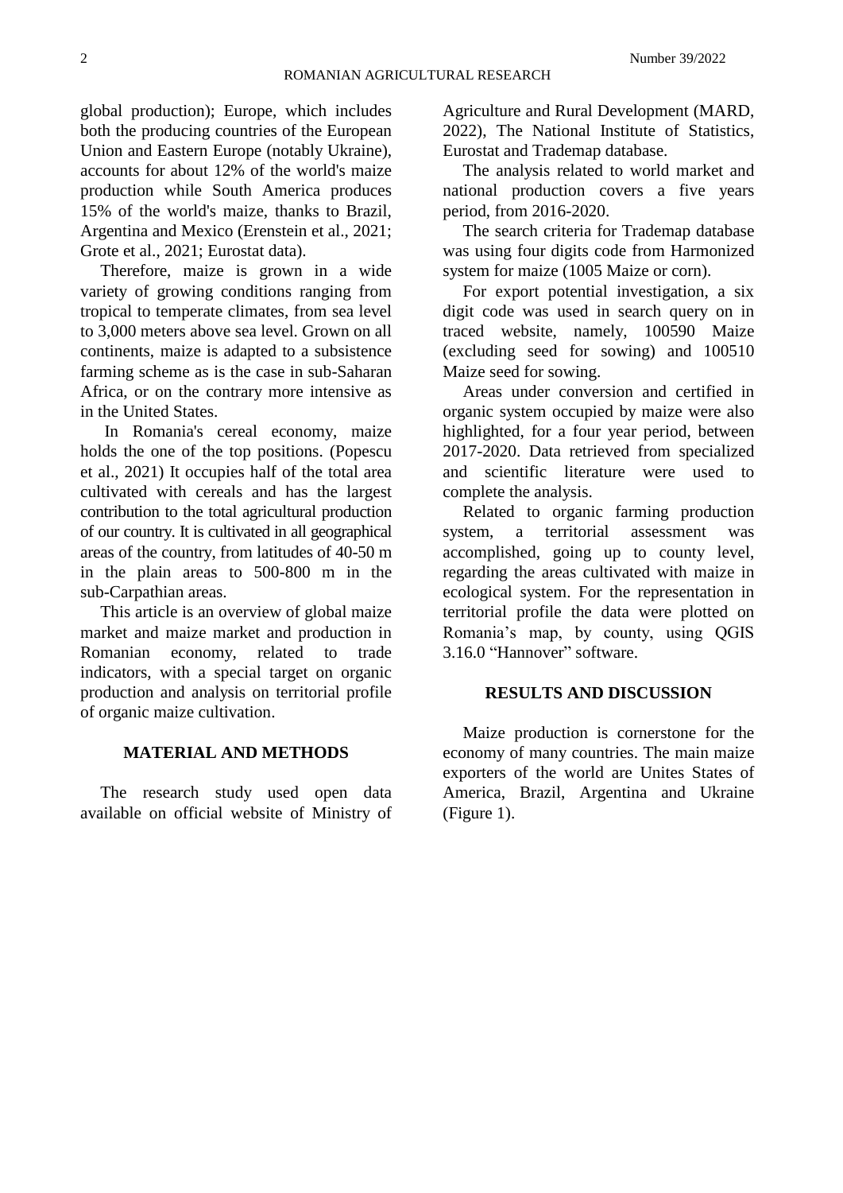global production); Europe, which includes both the producing countries of the European Union and Eastern Europe (notably Ukraine), accounts for about 12% of the world's maize production while South America produces 15% of the world's maize, thanks to Brazil, Argentina and Mexico (Erenstein et al., 2021; Grote et al., 2021; Eurostat data).

Therefore, maize is grown in a wide variety of growing conditions ranging from tropical to temperate climates, from sea level to 3,000 meters above sea level. Grown on all continents, maize is adapted to a subsistence farming scheme as is the case in sub-Saharan Africa, or on the contrary more intensive as in the United States.

In Romania's cereal economy, maize holds the one of the top positions. (Popescu et al., 2021) It occupies half of the total area cultivated with cereals and has the largest contribution to the total agricultural production of our country. It is cultivated in all geographical areas of the country, from latitudes of 40-50 m in the plain areas to 500-800 m in the sub-Carpathian areas.

This article is an overview of global maize market and maize market and production in Romanian economy, related to trade indicators, with a special target on organic production and analysis on territorial profile of organic maize cultivation.

## MATERIAL AND METHODS

The research study used open data available on official website of Ministry of Agriculture and Rural Development (MARD, 2022), The National Institute of Statistics, Eurostat and Trademap database.

The analysis related to world market and national production covers a five years period, from 2016-2020.

The search criteria for Trademap database was using four digits code from Harmonized system for maize (1005 Maize or corn).

For export potential investigation, a six digit code was used in search query on in traced website, namely, 100590 Maize (excluding seed for sowing) and 100510 Maize seed for sowing.

Areas under conversion and certified in organic system occupied by maize were also highlighted, for a four year period, between 2017-2020. Data retrieved from specialized and scientific literature were used to complete the analysis.

Related to organic farming production system, a territorial assessment was accomplished, going up to county level, regarding the areas cultivated with maize in ecological system. For the representation in territorial profile the data were plotted on Romania's map, by county, using QGIS 3.16.0 "Hannover" software.

## RESULTS AND DISCUSSION

Maize production is cornerstone for the economy of many countries. The main maize exporters of the world are Unites States of America, Brazil, Argentina and Ukraine (Figure 1).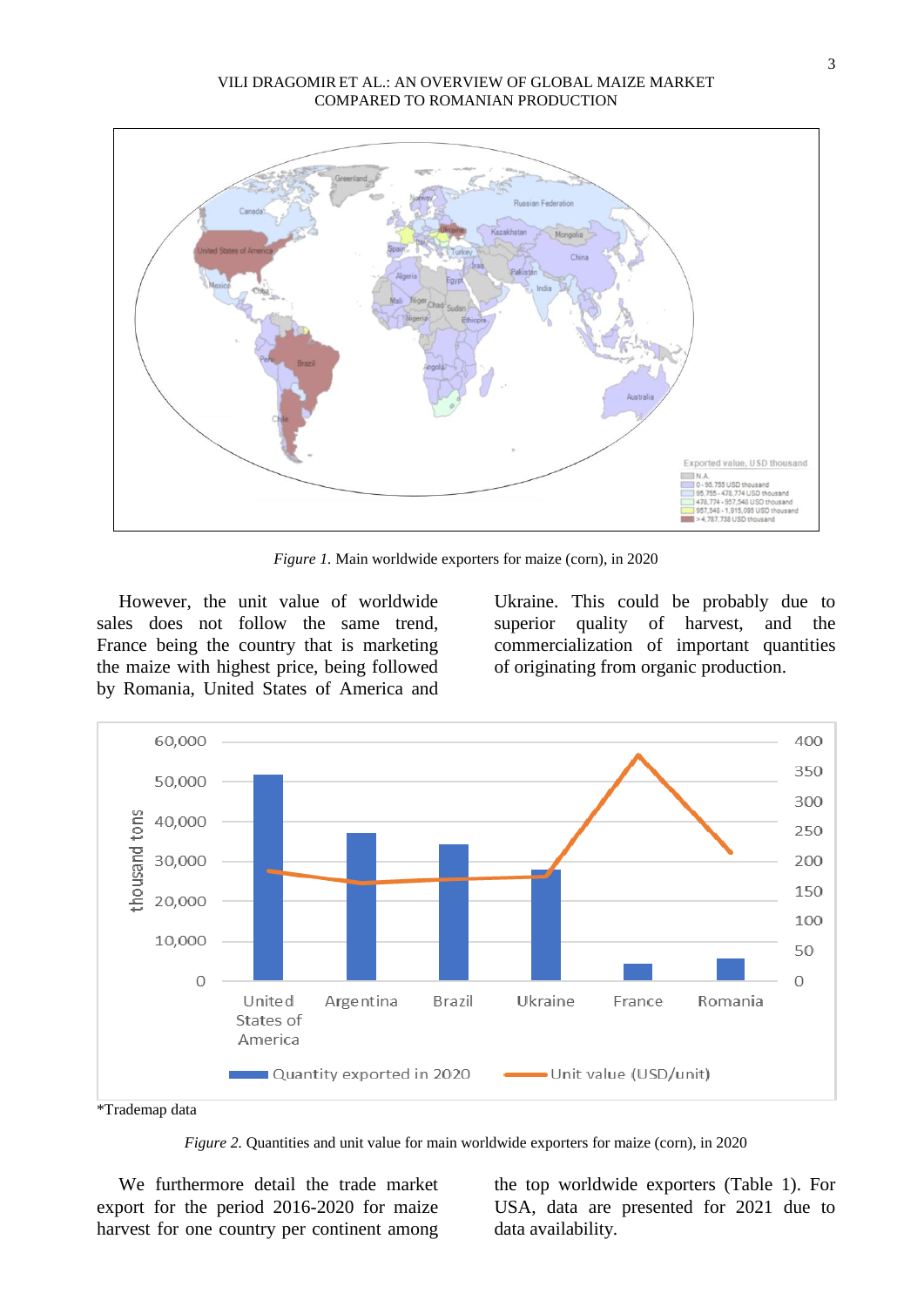*Figure 1.* Main worldwide exporters for maize (corn), in 2020

However, the unit value of worldwide sales does not follow the same trend, France being the country that is marketing the maize with highest price, being followed by Romania, United States of America and Ukraine. This could be probably due to superior quality of harvest, and the commercialization of important quantities of originating from organic production.

*Trademap data

*Figure 2.* Quantities and unit value for main worldwide exporters for maize (corn), in 2020

We furthermore detail the trade market export for the period 2016-2020 for maize harvest for one country per continent among the top worldwide exporters (Table 1). For USA, data are presented for 2021 due to data availability.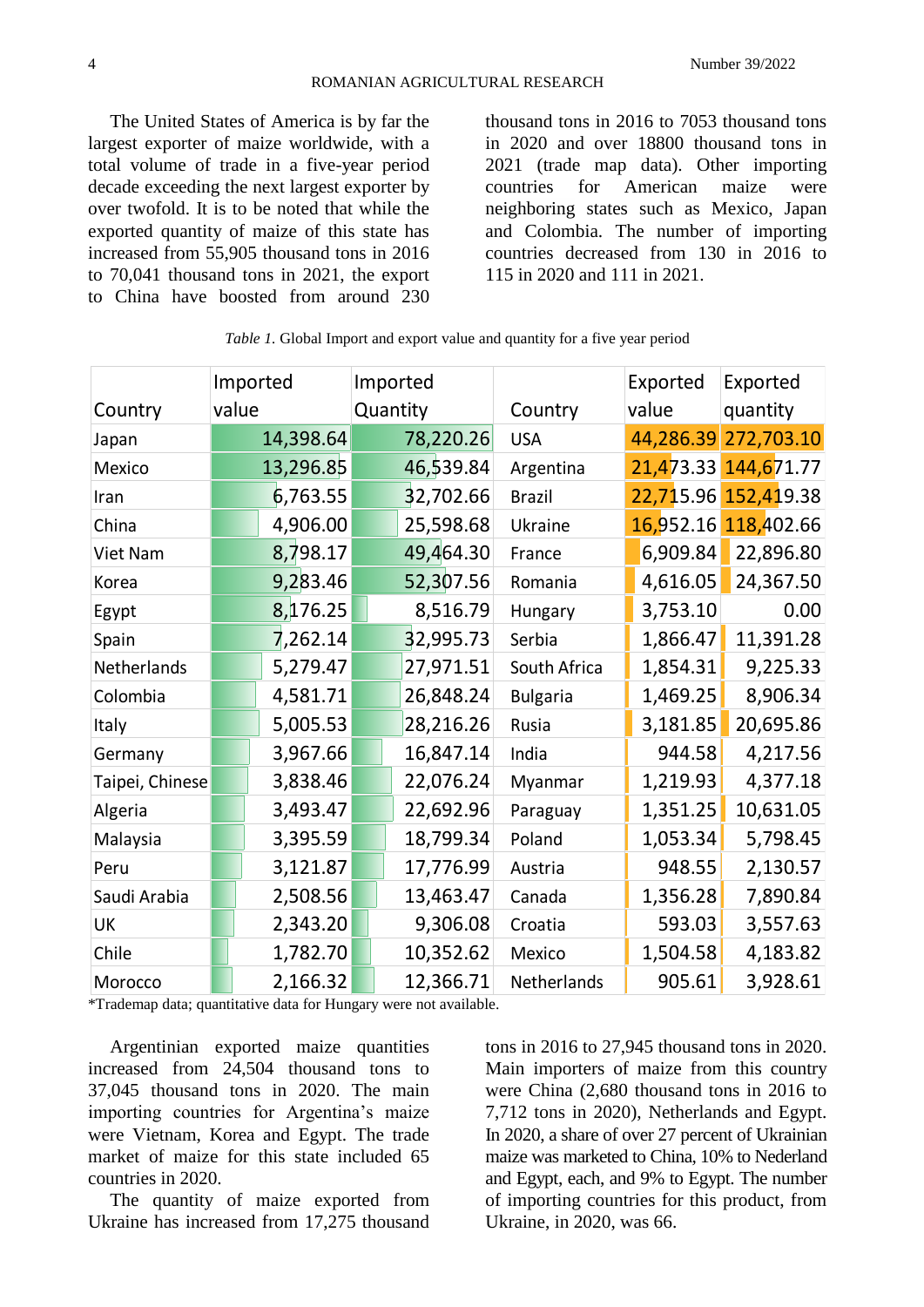The United States of America is by far the largest exporter of maize worldwide, with a total volume of trade in a five-year period decade exceeding the next largest exporter by over twofold. It is to be noted that while the exported quantity of maize of this state has increased from 55,905 thousand tons in 2016 to 70,041 thousand tons in 2021, the export to China have boosted from around 230 thousand tons in 2016 to 7053 thousand tons in 2020 and over 18800 thousand tons in 2021 (trade map data). Other importing countries for American maize were neighboring states such as Mexico, Japan and Colombia. The number of importing countries decreased from 130 in 2016 to 115 in 2020 and 111 in 2021.

*Table 1.* Global Import and export value and quantity for a five year period

| Country | Imported value | Imported Quantity | Country | Exported value | Exported quantity |
|---|---|---|---|---|---|
| Japan | 14,398.64 | 78,220.26 | USA | 44,286.39 | 272,703.10 |
| Mexico | 13,296.85 | 46,539.84 | Argentina | 21,473.33 | 144,671.77 |
| Iran | 6,763.55 | 32,702.66 | Brazil | 22,715.96 | 152,419.38 |
| China | 4,906.00 | 25,598.68 | Ukraine | 16,952.16 | 118,402.66 |
| Viet Nam | 8,798.17 | 49,464.30 | France | 6,909.84 | 22,896.80 |
| Korea | 9,283.46 | 52,307.56 | Romania | 4,616.05 | 24,367.50 |
| Egypt | 8,176.25 | 8,516.79 | Hungary | 3,753.10 | 0.00 |
| Spain | 7,262.14 | 32,995.73 | Serbia | 1,866.47 | 11,391.28 |
| Netherlands | 5,279.47 | 27,971.51 | South Africa | 1,854.31 | 9,225.33 |
| Colombia | 4,581.71 | 26,848.24 | Bulgaria | 1,469.25 | 8,906.34 |
| Italy | 5,005.53 | 28,216.26 | Rusia | 3,181.85 | 20,695.86 |
| Germany | 3,967.66 | 16,847.14 | India | 944.58 | 4,217.56 |
| Taipei, Chinese | 3,838.46 | 22,076.24 | Myanmar | 1,219.93 | 4,377.18 |
| Algeria | 3,493.47 | 22,692.96 | Paraguay | 1,351.25 | 10,631.05 |
| Malaysia | 3,395.59 | 18,799.34 | Poland | 1,053.34 | 5,798.45 |
| Peru | 3,121.87 | 17,776.99 | Austria | 948.55 | 2,130.57 |
| Saudi Arabia | 2,508.56 | 13,463.47 | Canada | 1,356.28 | 7,890.84 |
| UK | 2,343.20 | 9,306.08 | Croatia | 593.03 | 3,557.63 |
| Chile | 1,782.70 | 10,352.62 | Mexico | 1,504.58 | 4,183.82 |
| Morocco | 2,166.32 | 12,366.71 | Netherlands | 905.61 | 3,928.61 |

*Trademap data; quantitative data for Hungary were not available.

Argentinian exported maize quantities increased from 24,504 thousand tons to 37,045 thousand tons in 2020. The main importing countries for Argentina's maize were Vietnam, Korea and Egypt. The trade market of maize for this state included 65 countries in 2020.

The quantity of maize exported from Ukraine has increased from 17,275 thousand tons in 2016 to 27,945 thousand tons in 2020. Main importers of maize from this country were China (2,680 thousand tons in 2016 to 7,712 tons in 2020), Netherlands and Egypt. In 2020, a share of over 27 percent of Ukrainian maize was marketed to China, 10% to Nederland and Egypt, each, and 9% to Egypt. The number of importing countries for this product, from Ukraine, in 2020, was 66.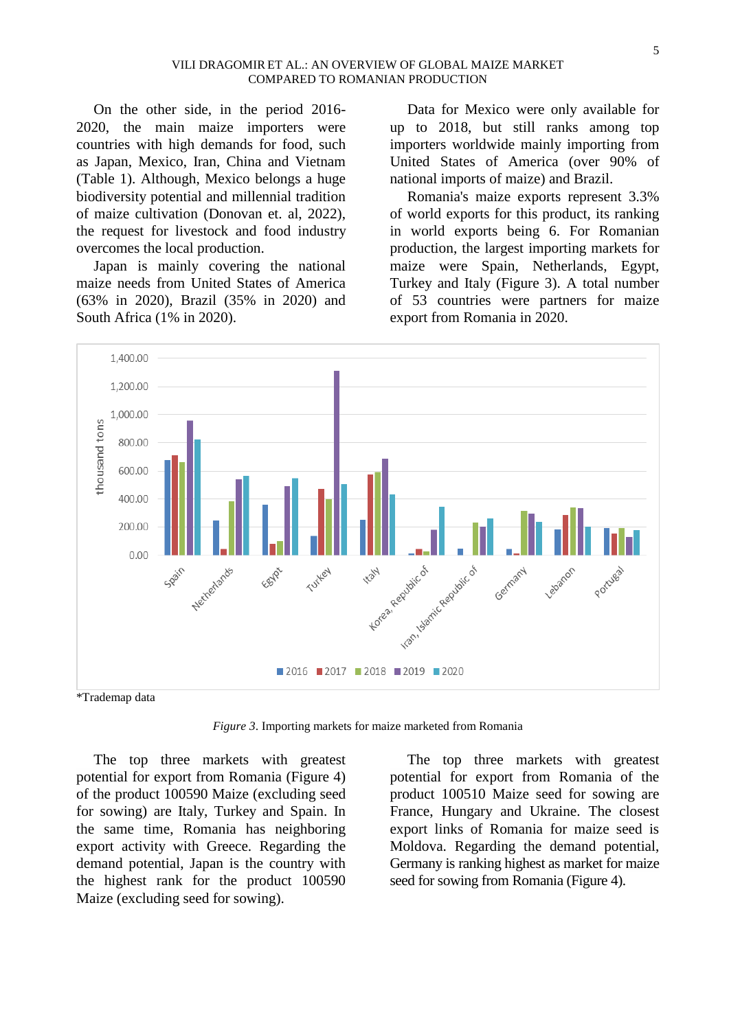On the other side, in the period 2016-2020, the main maize importers were countries with high demands for food, such as Japan, Mexico, Iran, China and Vietnam (Table 1). Although, Mexico belongs a huge biodiversity potential and millennial tradition of maize cultivation (Donovan et. al, 2022), the request for livestock and food industry overcomes the local production.

Japan is mainly covering the national maize needs from United States of America (63% in 2020), Brazil (35% in 2020) and South Africa (1% in 2020).

Data for Mexico were only available for up to 2018, but still ranks among top importers worldwide mainly importing from United States of America (over 90% of national imports of maize) and Brazil.

Romania's maize exports represent 3.3% of world exports for this product, its ranking in world exports being 6. For Romanian production, the largest importing markets for maize were Spain, Netherlands, Egypt, Turkey and Italy (Figure 3). A total number of 53 countries were partners for maize export from Romania in 2020.

*Trademap data

*Figure 3*. Importing markets for maize marketed from Romania

The top three markets with greatest potential for export from Romania (Figure 4) of the product 100590 Maize (excluding seed for sowing) are Italy, Turkey and Spain. In the same time, Romania has neighboring export activity with Greece. Regarding the demand potential, Japan is the country with the highest rank for the product 100590 Maize (excluding seed for sowing).

The top three markets with greatest potential for export from Romania of the product 100510 Maize seed for sowing are France, Hungary and Ukraine. The closest export links of Romania for maize seed is Moldova. Regarding the demand potential, Germany is ranking highest as market for maize seed for sowing from Romania (Figure 4).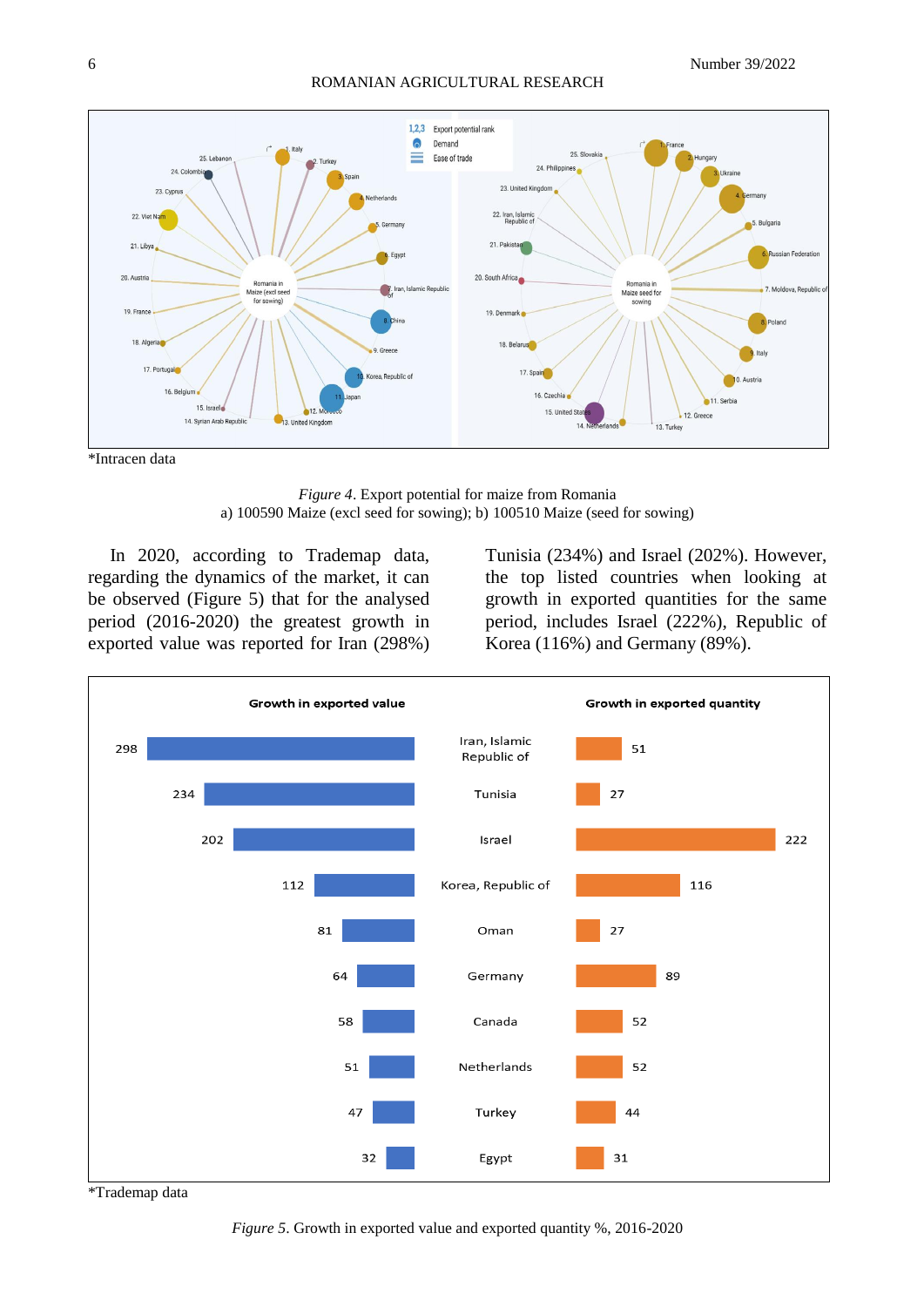*Intracen data

*Figure 4*. Export potential for maize from Romania
a) 100590 Maize (excl seed for sowing); b) 100510 Maize (seed for sowing)

In 2020, according to Trademap data, regarding the dynamics of the market, it can be observed (Figure 5) that for the analysed period (2016-2020) the greatest growth in exported value was reported for Iran (298%) Tunisia (234%) and Israel (202%). However, the top listed countries when looking at growth in exported quantities for the same period, includes Israel (222%), Republic of Korea (116%) and Germany (89%).

| Growth in exported value | Country | Growth in exported quantity |
|---|---|---|
| 298 | Iran, Islamic Republic of | 51 |
| 234 | Tunisia | 27 |
| 202 | Israel | 222 |
| 112 | Korea, Republic of | 116 |
| 81 | Oman | 27 |
| 64 | Germany | 89 |
| 58 | Canada | 52 |
| 51 | Netherlands | 52 |
| 47 | Turkey | 44 |
| 32 | Egypt | 31 |

*Trademap data

*Figure 5*. Growth in exported value and exported quantity %, 2016-2020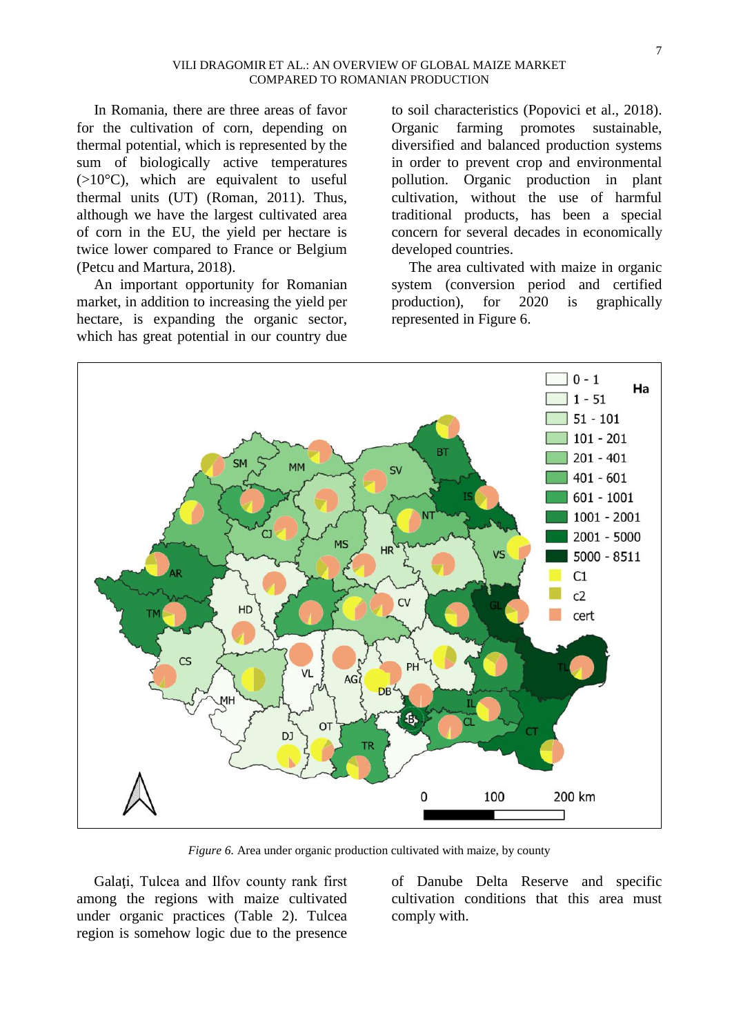In Romania, there are three areas of favor for the cultivation of corn, depending on thermal potential, which is represented by the sum of biologically active temperatures (>10°C), which are equivalent to useful thermal units (UT) (Roman, 2011). Thus, although we have the largest cultivated area of corn in the EU, the yield per hectare is twice lower compared to France or Belgium (Petcu and Martura, 2018).

An important opportunity for Romanian market, in addition to increasing the yield per hectare, is expanding the organic sector, which has great potential in our country due to soil characteristics (Popovici et al., 2018). Organic farming promotes sustainable, diversified and balanced production systems in order to prevent crop and environmental pollution. Organic production in plant cultivation, without the use of harmful traditional products, has been a special concern for several decades in economically developed countries.

The area cultivated with maize in organic system (conversion period and certified production), for 2020 is graphically represented in Figure 6.

*Figure 6.* Area under organic production cultivated with maize, by county

Galaţi, Tulcea and Ilfov county rank first among the regions with maize cultivated under organic practices (Table 2). Tulcea region is somehow logic due to the presence of Danube Delta Reserve and specific cultivation conditions that this area must comply with.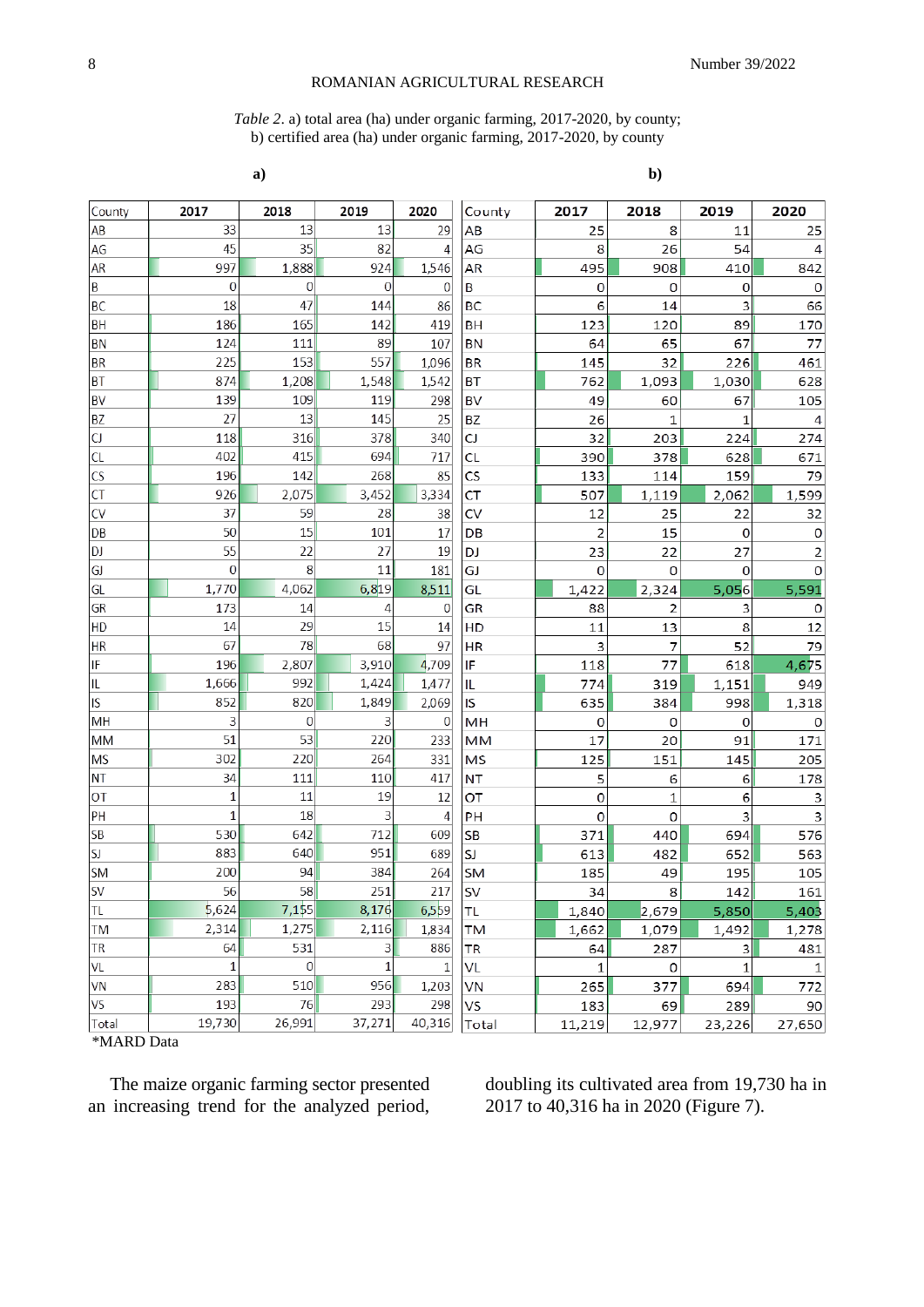*Table 2.* a) total area (ha) under organic farming, 2017-2020, by county;
b) certified area (ha) under organic farming, 2017-2020, by county

**a)**

| County | 2017 | 2018 | 2019 | 2020 |
|---|---|---|---|---|
| AB | 33 | 13 | 13 | 29 |
| AG | 45 | 35 | 82 | 4 |
| AR | 997 | 1,888 | 924 | 1,546 |
| B | 0 | 0 | 0 | 0 |
| BC | 18 | 47 | 144 | 86 |
| BH | 186 | 165 | 142 | 419 |
| BN | 124 | 111 | 89 | 107 |
| BR | 225 | 153 | 557 | 1,096 |
| BT | 874 | 1,208 | 1,548 | 1,542 |
| BV | 139 | 109 | 119 | 298 |
| BZ | 27 | 13 | 145 | 25 |
| CJ | 118 | 316 | 378 | 340 |
| CL | 402 | 415 | 694 | 717 |
| CS | 196 | 142 | 268 | 85 |
| CT | 926 | 2,075 | 3,452 | 3,334 |
| CV | 37 | 59 | 28 | 38 |
| DB | 50 | 15 | 101 | 17 |
| DJ | 55 | 22 | 27 | 19 |
| GJ | 0 | 8 | 11 | 181 |
| GL | 1,770 | 4,062 | 6,819 | 8,511 |
| GR | 173 | 14 | 4 | 0 |
| HD | 14 | 29 | 15 | 14 |
| HR | 67 | 78 | 68 | 97 |
| IF | 196 | 2,807 | 3,910 | 4,709 |
| IL | 1,666 | 992 | 1,424 | 1,477 |
| IS | 852 | 820 | 1,849 | 2,069 |
| MH | 3 | 0 | 3 | 0 |
| MM | 51 | 53 | 220 | 233 |
| MS | 302 | 220 | 264 | 331 |
| NT | 34 | 111 | 110 | 417 |
| OT | 1 | 11 | 19 | 12 |
| PH | 1 | 18 | 3 | 4 |
| SB | 530 | 642 | 712 | 609 |
| SJ | 883 | 640 | 951 | 689 |
| SM | 200 | 94 | 384 | 264 |
| SV | 56 | 58 | 251 | 217 |
| TL | 5,624 | 7,155 | 8,176 | 6,559 |
| TM | 2,314 | 1,275 | 2,116 | 1,834 |
| TR | 64 | 531 | 3 | 886 |
| VL | 1 | 0 | 1 | 1 |
| VN | 283 | 510 | 956 | 1,203 |
| VS | 193 | 76 | 293 | 298 |
| Total | 19,730 | 26,991 | 37,271 | 40,316 |

**b)**

| County | 2017 | 2018 | 2019 | 2020 |
|---|---|---|---|---|
| AB | 25 | 8 | 11 | 25 |
| AG | 8 | 26 | 54 | 4 |
| AR | 495 | 908 | 410 | 842 |
| B | 0 | 0 | 0 | 0 |
| BC | 6 | 14 | 3 | 66 |
| BH | 123 | 120 | 89 | 170 |
| BN | 64 | 65 | 67 | 77 |
| BR | 145 | 32 | 226 | 461 |
| BT | 762 | 1,093 | 1,030 | 628 |
| BV | 49 | 60 | 67 | 105 |
| BZ | 26 | 1 | 1 | 4 |
| CJ | 32 | 203 | 224 | 274 |
| CL | 390 | 378 | 628 | 671 |
| CS | 133 | 114 | 159 | 79 |
| CT | 507 | 1,119 | 2,062 | 1,599 |
| CV | 12 | 25 | 22 | 32 |
| DB | 2 | 15 | 0 | 0 |
| DJ | 23 | 22 | 27 | 2 |
| GJ | 0 | 0 | 0 | 0 |
| GL | 1,422 | 2,324 | 5,056 | 5,591 |
| GR | 88 | 2 | 3 | 0 |
| HD | 11 | 13 | 8 | 12 |
| HR | 3 | 7 | 52 | 79 |
| IF | 118 | 77 | 618 | 4,675 |
| IL | 774 | 319 | 1,151 | 949 |
| IS | 635 | 384 | 998 | 1,318 |
| MH | 0 | 0 | 0 | 0 |
| MM | 17 | 20 | 91 | 171 |
| MS | 125 | 151 | 145 | 205 |
| NT | 5 | 6 | 6 | 178 |
| OT | 0 | 1 | 6 | 3 |
| PH | 0 | 0 | 3 | 3 |
| SB | 371 | 440 | 694 | 576 |
| SJ | 613 | 482 | 652 | 563 |
| SM | 185 | 49 | 195 | 105 |
| SV | 34 | 8 | 142 | 161 |
| TL | 1,840 | 2,679 | 5,850 | 5,403 |
| TM | 1,662 | 1,079 | 1,492 | 1,278 |
| TR | 64 | 287 | 3 | 481 |
| VL | 1 | 0 | 1 | 1 |
| VN | 265 | 377 | 694 | 772 |
| VS | 183 | 69 | 289 | 90 |
| Total | 11,219 | 12,977 | 23,226 | 27,650 |

*MARD Data

The maize organic farming sector presented an increasing trend for the analyzed period, doubling its cultivated area from 19,730 ha in 2017 to 40,316 ha in 2020 (Figure 7).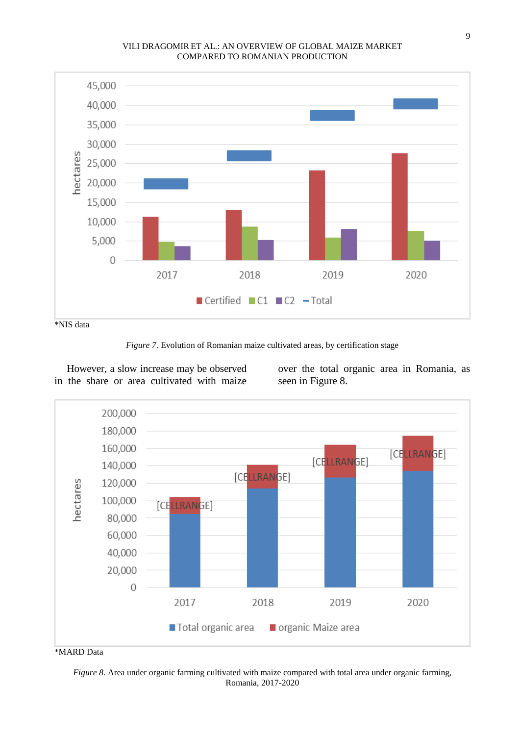*NIS data

*Figure 7*. Evolution of Romanian maize cultivated areas, by certification stage

However, a slow increase may be observed in the share or area cultivated with maize over the total organic area in Romania, as seen in Figure 8.

*MARD Data

*Figure 8*. Area under organic farming cultivated with maize compared with total area under organic farming, Romania, 2017-2020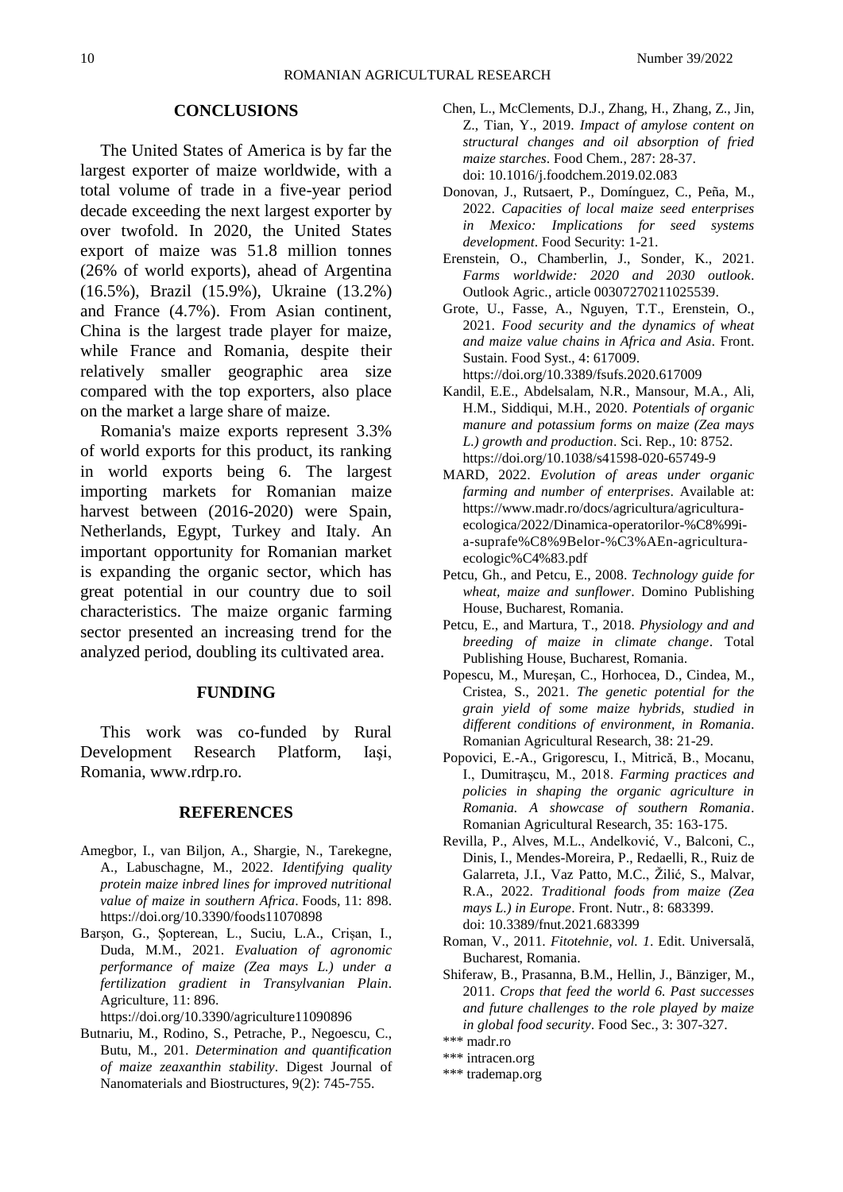## CONCLUSIONS

The United States of America is by far the largest exporter of maize worldwide, with a total volume of trade in a five-year period decade exceeding the next largest exporter by over twofold. In 2020, the United States export of maize was 51.8 million tonnes (26% of world exports), ahead of Argentina (16.5%), Brazil (15.9%), Ukraine (13.2%) and France (4.7%). From Asian continent, China is the largest trade player for maize, while France and Romania, despite their relatively smaller geographic area size compared with the top exporters, also place on the market a large share of maize.

Romania's maize exports represent 3.3% of world exports for this product, its ranking in world exports being 6. The largest importing markets for Romanian maize harvest between (2016-2020) were Spain, Netherlands, Egypt, Turkey and Italy. An important opportunity for Romanian market is expanding the organic sector, which has great potential in our country due to soil characteristics. The maize organic farming sector presented an increasing trend for the analyzed period, doubling its cultivated area.

## FUNDING

This work was co-funded by Rural Development Research Platform, Iaşi, Romania, www.rdrp.ro.

## REFERENCES

Amegbor, I., van Biljon, A., Shargie, N., Tarekegne, A., Labuschagne, M., 2022. *Identifying quality protein maize inbred lines for improved nutritional value of maize in southern Africa*. Foods, 11: 898. https://doi.org/10.3390/foods11070898

Barşon, G., Şopterean, L., Suciu, L.A., Crişan, I., Duda, M.M., 2021. *Evaluation of agronomic performance of maize (Zea mays L.) under a fertilization gradient in Transylvanian Plain*. Agriculture, 11: 896. https://doi.org/10.3390/agriculture11090896

Butnariu, M., Rodino, S., Petrache, P., Negoescu, C., Butu, M., 201. *Determination and quantification of maize zeaxanthin stability*. Digest Journal of Nanomaterials and Biostructures, 9(2): 745-755.

Chen, L., McClements, D.J., Zhang, H., Zhang, Z., Jin, Z., Tian, Y., 2019. *Impact of amylose content on structural changes and oil absorption of fried maize starches*. Food Chem., 287: 28-37. doi: 10.1016/j.foodchem.2019.02.083

Donovan, J., Rutsaert, P., Domínguez, C., Peña, M., 2022. *Capacities of local maize seed enterprises in Mexico: Implications for seed systems development*. Food Security: 1-21.

Erenstein, O., Chamberlin, J., Sonder, K., 2021. *Farms worldwide: 2020 and 2030 outlook*. Outlook Agric., article 00307270211025539.

Grote, U., Fasse, A., Nguyen, T.T., Erenstein, O., 2021. *Food security and the dynamics of wheat and maize value chains in Africa and Asia*. Front. Sustain. Food Syst., 4: 617009. https://doi.org/10.3389/fsufs.2020.617009

Kandil, E.E., Abdelsalam, N.R., Mansour, M.A., Ali, H.M., Siddiqui, M.H., 2020. *Potentials of organic manure and potassium forms on maize (Zea mays L.) growth and production*. Sci. Rep., 10: 8752. https://doi.org/10.1038/s41598-020-65749-9

MARD, 2022. *Evolution of areas under organic farming and number of enterprises*. Available at: https://www.madr.ro/docs/agricultura/agricultura-ecologica/2022/Dinamica-operatorilor-%C8%99i-a-suprafe%C8%9Belor-%C3%AEn-agricultura-ecologic%C4%83.pdf

Petcu, Gh., and Petcu, E., 2008. *Technology guide for wheat, maize and sunflower*. Domino Publishing House, Bucharest, Romania.

Petcu, E., and Martura, T., 2018. *Physiology and and breeding of maize in climate change*. Total Publishing House, Bucharest, Romania.

Popescu, M., Mureşan, C., Horhocea, D., Cindea, M., Cristea, S., 2021. *The genetic potential for the grain yield of some maize hybrids, studied in different conditions of environment, in Romania*. Romanian Agricultural Research, 38: 21-29.

Popovici, E.-A., Grigorescu, I., Mitrică, B., Mocanu, I., Dumitraşcu, M., 2018. *Farming practices and policies in shaping the organic agriculture in Romania. A showcase of southern Romania*. Romanian Agricultural Research, 35: 163-175.

Revilla, P., Alves, M.L., Andelković, V., Balconi, C., Dinis, I., Mendes-Moreira, P., Redaelli, R., Ruiz de Galarreta, J.I., Vaz Patto, M.C., Žilić, S., Malvar, R.A., 2022. *Traditional foods from maize (Zea mays L.) in Europe*. Front. Nutr., 8: 683399. doi: 10.3389/fnut.2021.683399

Roman, V., 2011. *Fitotehnie, vol. 1*. Edit. Universală, Bucharest, Romania.

Shiferaw, B., Prasanna, B.M., Hellin, J., Bänziger, M., 2011. *Crops that feed the world 6. Past successes and future challenges to the role played by maize in global food security*. Food Sec., 3: 307-327.

*** madr.ro

*** intracen.org

*** trademap.org